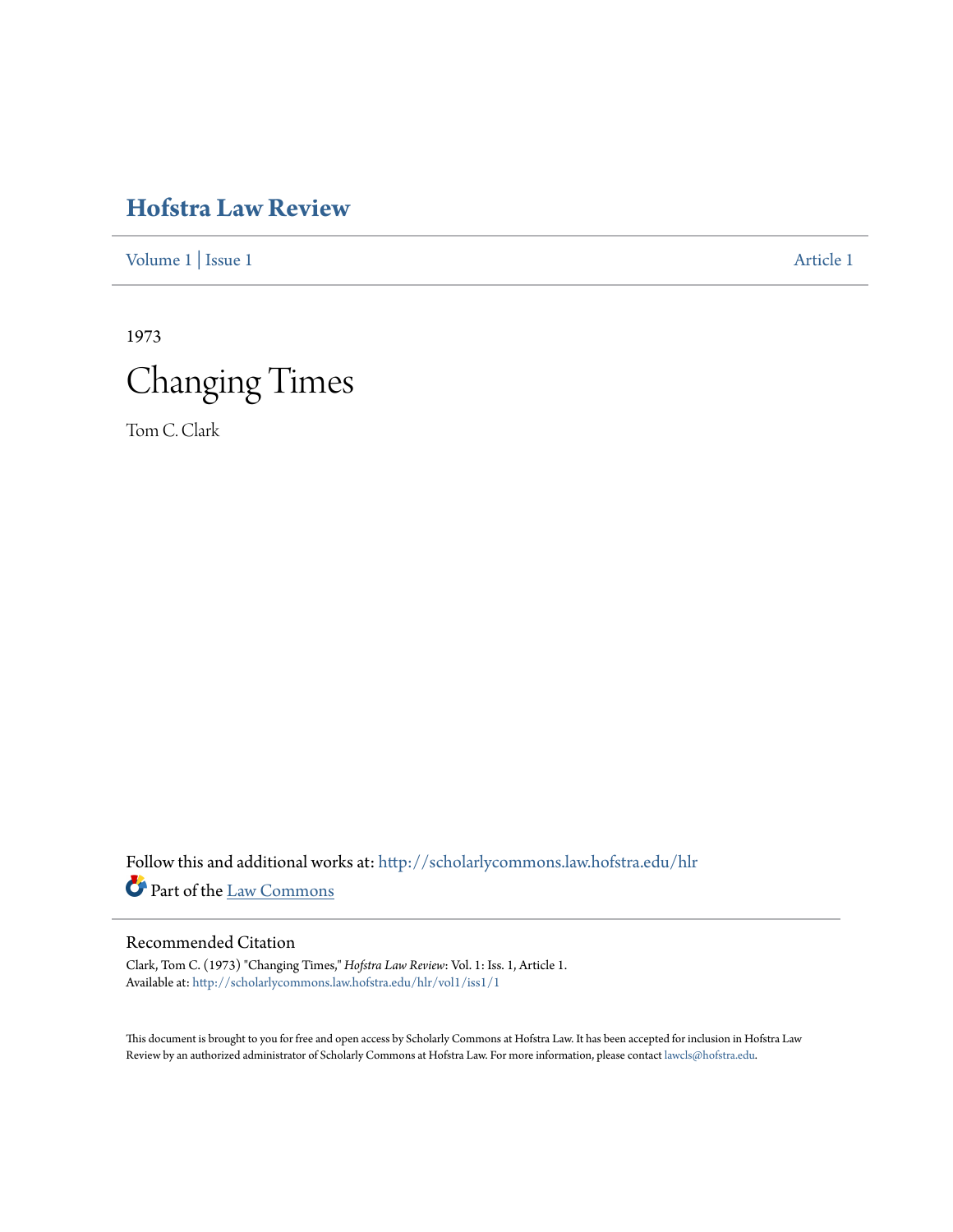# Hofstra Law Review

Volume 1 | Issue 1 Article 1

1973

# Changing Times

Tom C. Clark

Follow this and additional works at: http://scholarlycommons.law.hofstra.edu/hlr

Part of the Law Commons

## Recommended Citation

Clark, Tom C. (1973) "Changing Times," *Hofstra Law Review*: Vol. 1: Iss. 1, Article 1.
Available at: http://scholarlycommons.law.hofstra.edu/hlr/vol1/iss1/1

This document is brought to you for free and open access by Scholarly Commons at Hofstra Law. It has been accepted for inclusion in Hofstra Law Review by an authorized administrator of Scholarly Commons at Hofstra Law. For more information, please contact lawcls@hofstra.edu.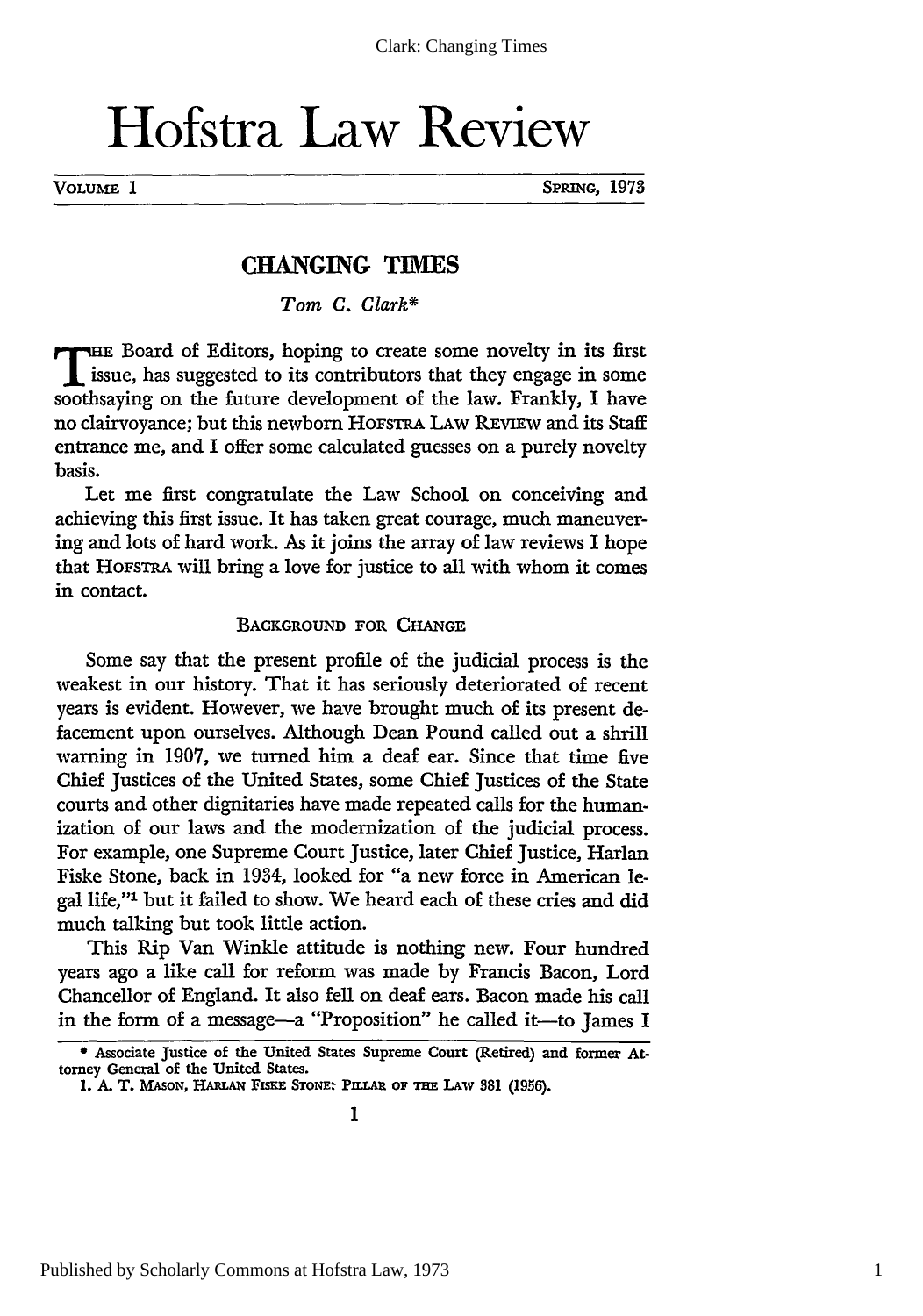# Hofstra Law Review

VOLUME 1 SPRING, 1973

## CHANGING TIMES

*Tom C. Clark**

THE Board of Editors, hoping to create some novelty in its first issue, has suggested to its contributors that they engage in some soothsaying on the future development of the law. Frankly, I have no clairvoyance; but this newborn HOFSTRA LAW REVIEW and its Staff entrance me, and I offer some calculated guesses on a purely novelty basis.

Let me first congratulate the Law School on conceiving and achieving this first issue. It has taken great courage, much maneuvering and lots of hard work. As it joins the array of law reviews I hope that HOFSTRA will bring a love for justice to all with whom it comes in contact.

### BACKGROUND FOR CHANGE

Some say that the present profile of the judicial process is the weakest in our history. That it has seriously deteriorated of recent years is evident. However, we have brought much of its present defacement upon ourselves. Although Dean Pound called out a shrill warning in 1907, we turned him a deaf ear. Since that time five Chief Justices of the United States, some Chief Justices of the State courts and other dignitaries have made repeated calls for the humanization of our laws and the modernization of the judicial process. For example, one Supreme Court Justice, later Chief Justice, Harlan Fiske Stone, back in 1934, looked for "a new force in American legal life,"[1] but it failed to show. We heard each of these cries and did much talking but took little action.

This Rip Van Winkle attitude is nothing new. Four hundred years ago a like call for reform was made by Francis Bacon, Lord Chancellor of England. It also fell on deaf ears. Bacon made his call in the form of a message—a "Proposition" he called it—to James I

---

* Associate Justice of the United States Supreme Court (Retired) and former Attorney General of the United States.

1. A. T. MASON, HARLAN FISKE STONE: PILLAR OF THE LAW 381 (1956).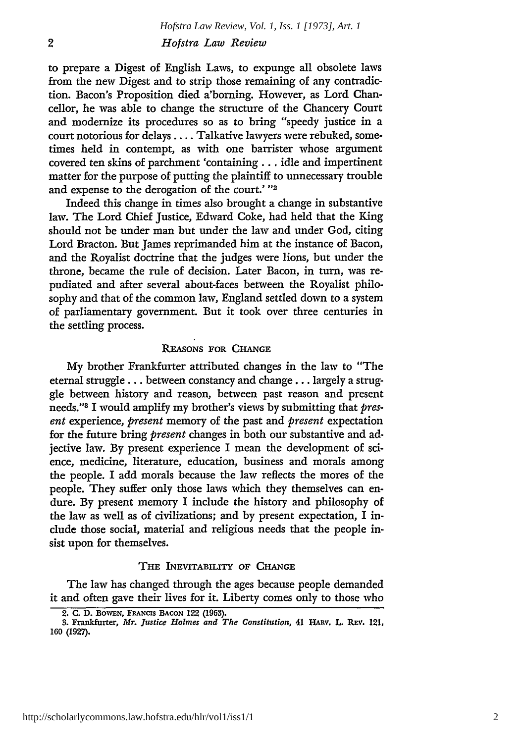to prepare a Digest of English Laws, to expunge all obsolete laws from the new Digest and to strip those remaining of any contradiction. Bacon's Proposition died a'borning. However, as Lord Chancellor, he was able to change the structure of the Chancery Court and modernize its procedures so as to bring "speedy justice in a court notorious for delays .... Talkative lawyers were rebuked, sometimes held in contempt, as with one barrister whose argument covered ten skins of parchment 'containing . . . idle and impertinent matter for the purpose of putting the plaintiff to unnecessary trouble and expense to the derogation of the court.' "[2]

Indeed this change in times also brought a change in substantive law. The Lord Chief Justice, Edward Coke, had held that the King should not be under man but under the law and under God, citing Lord Bracton. But James reprimanded him at the instance of Bacon, and the Royalist doctrine that the judges were lions, but under the throne, became the rule of decision. Later Bacon, in turn, was repudiated and after several about-faces between the Royalist philosophy and that of the common law, England settled down to a system of parliamentary government. But it took over three centuries in the settling process.

## REASONS FOR CHANGE

My brother Frankfurter attributed changes in the law to "The eternal struggle . . . between constancy and change . . . largely a struggle between history and reason, between past reason and present needs."[3] I would amplify my brother's views by submitting that *present* experience, *present* memory of the past and *present* expectation for the future bring *present* changes in both our substantive and adjective law. By present experience I mean the development of science, medicine, literature, education, business and morals among the people. I add morals because the law reflects the mores of the people. They suffer only those laws which they themselves can endure. By present memory I include the history and philosophy of the law as well as of civilizations; and by present expectation, I include those social, material and religious needs that the people insist upon for themselves.

## THE INEVITABILITY OF CHANGE

The law has changed through the ages because people demanded it and often gave their lives for it. Liberty comes only to those who

---

2. C. D. BOWEN, FRANCIS BACON 122 (1963).

3. Frankfurter, *Mr. Justice Holmes and The Constitution*, 41 HARV. L. REV. 121, 160 (1927).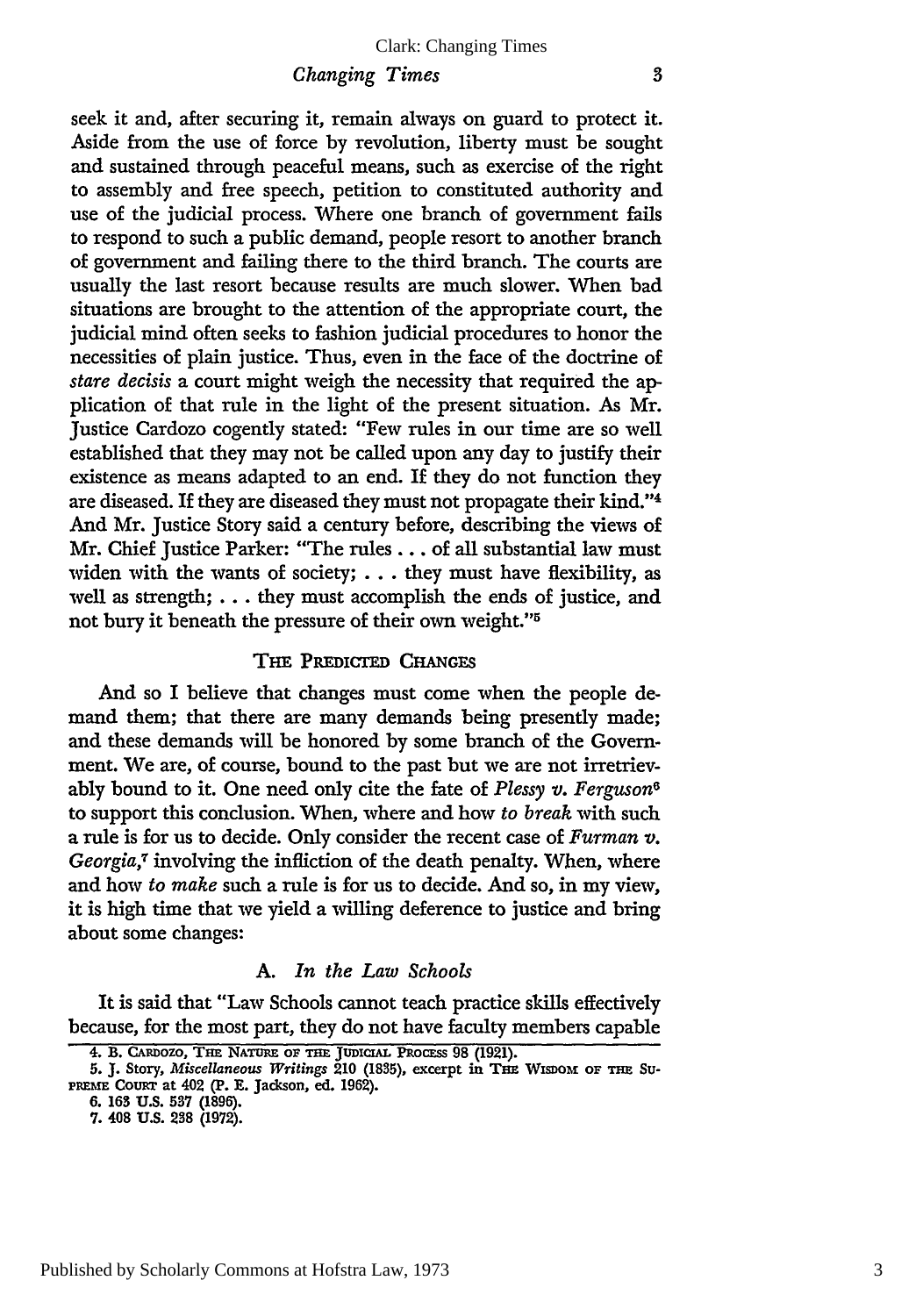seek it and, after securing it, remain always on guard to protect it. Aside from the use of force by revolution, liberty must be sought and sustained through peaceful means, such as exercise of the right to assembly and free speech, petition to constituted authority and use of the judicial process. Where one branch of government fails to respond to such a public demand, people resort to another branch of government and failing there to the third branch. The courts are usually the last resort because results are much slower. When bad situations are brought to the attention of the appropriate court, the judicial mind often seeks to fashion judicial procedures to honor the necessities of plain justice. Thus, even in the face of the doctrine of *stare decisis* a court might weigh the necessity that required the application of that rule in the light of the present situation. As Mr. Justice Cardozo cogently stated: "Few rules in our time are so well established that they may not be called upon any day to justify their existence as means adapted to an end. If they do not function they are diseased. If they are diseased they must not propagate their kind."[4] And Mr. Justice Story said a century before, describing the views of Mr. Chief Justice Parker: "The rules . . . of all substantial law must widen with the wants of society; . . . they must have flexibility, as well as strength; . . . they must accomplish the ends of justice, and not bury it beneath the pressure of their own weight."[5]

## THE PREDICTED CHANGES

And so I believe that changes must come when the people demand them; that there are many demands being presently made; and these demands will be honored by some branch of the Government. We are, of course, bound to the past but we are not irretrievably bound to it. One need only cite the fate of *Plessy v. Ferguson*[6] to support this conclusion. When, where and how *to break* with such a rule is for us to decide. Only consider the recent case of *Furman v. Georgia*,[7] involving the infliction of the death penalty. When, where and how *to make* such a rule is for us to decide. And so, in my view, it is high time that we yield a willing deference to justice and bring about some changes:

### A. *In the Law Schools*

It is said that "Law Schools cannot teach practice skills effectively because, for the most part, they do not have faculty members capable

---

4. B. CARDOZO, THE NATURE OF THE JUDICIAL PROCESS 98 (1921).

5. J. Story, *Miscellaneous Writings* 210 (1835), excerpt in THE WISDOM OF THE SUPREME COURT at 402 (P. E. Jackson, ed. 1962).

6. 163 U.S. 537 (1896).

7. 408 U.S. 238 (1972).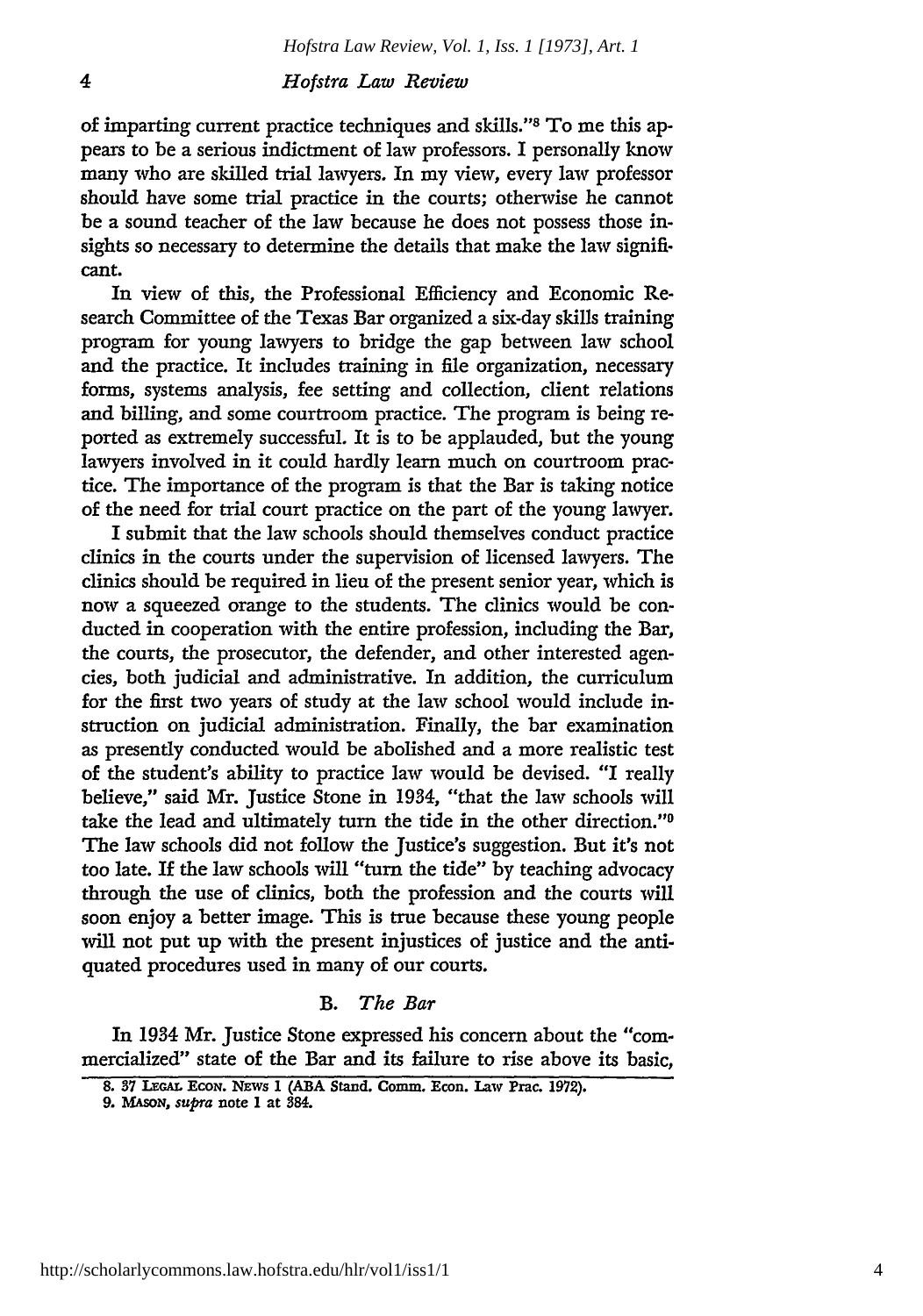of imparting current practice techniques and skills."[8] To me this appears to be a serious indictment of law professors. I personally know many who are skilled trial lawyers. In my view, every law professor should have some trial practice in the courts; otherwise he cannot be a sound teacher of the law because he does not possess those insights so necessary to determine the details that make the law significant.

In view of this, the Professional Efficiency and Economic Research Committee of the Texas Bar organized a six-day skills training program for young lawyers to bridge the gap between law school and the practice. It includes training in file organization, necessary forms, systems analysis, fee setting and collection, client relations and billing, and some courtroom practice. The program is being reported as extremely successful. It is to be applauded, but the young lawyers involved in it could hardly learn much on courtroom practice. The importance of the program is that the Bar is taking notice of the need for trial court practice on the part of the young lawyer.

I submit that the law schools should themselves conduct practice clinics in the courts under the supervision of licensed lawyers. The clinics should be required in lieu of the present senior year, which is now a squeezed orange to the students. The clinics would be conducted in cooperation with the entire profession, including the Bar, the courts, the prosecutor, the defender, and other interested agencies, both judicial and administrative. In addition, the curriculum for the first two years of study at the law school would include instruction on judicial administration. Finally, the bar examination as presently conducted would be abolished and a more realistic test of the student's ability to practice law would be devised. "I really believe," said Mr. Justice Stone in 1934, "that the law schools will take the lead and ultimately turn the tide in the other direction."[9] The law schools did not follow the Justice's suggestion. But it's not too late. If the law schools will "turn the tide" by teaching advocacy through the use of clinics, both the profession and the courts will soon enjoy a better image. This is true because these young people will not put up with the present injustices of justice and the antiquated procedures used in many of our courts.

### B. *The Bar*

In 1934 Mr. Justice Stone expressed his concern about the "commercialized" state of the Bar and its failure to rise above its basic,

8. 37 LEGAL ECON. NEWS 1 (ABA Stand. Comm. Econ. Law Prac. 1972).

9. MASON, *supra* note 1 at 384.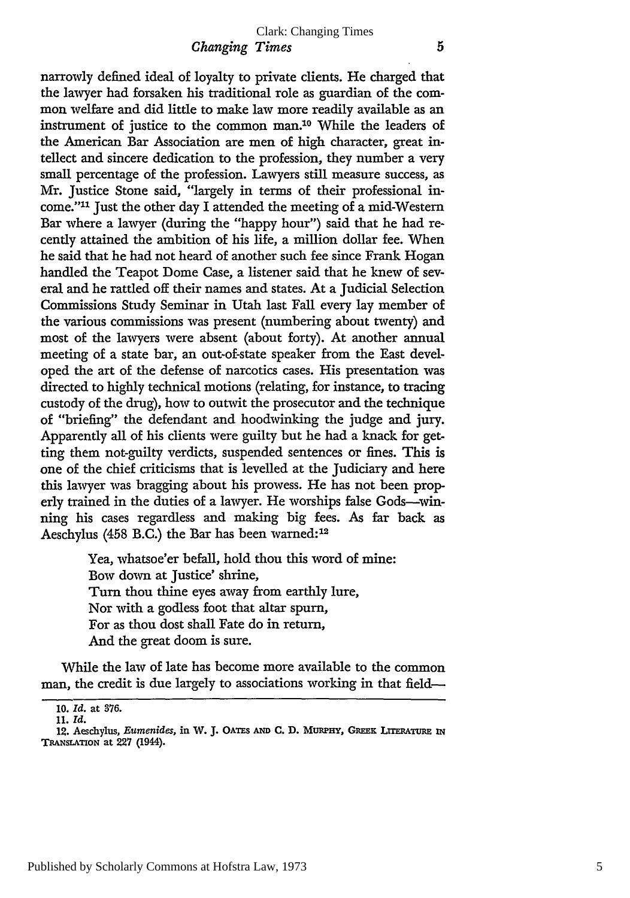narrowly defined ideal of loyalty to private clients. He charged that the lawyer had forsaken his traditional role as guardian of the common welfare and did little to make law more readily available as an instrument of justice to the common man.[10] While the leaders of the American Bar Association are men of high character, great intellect and sincere dedication to the profession, they number a very small percentage of the profession. Lawyers still measure success, as Mr. Justice Stone said, "largely in terms of their professional income."[11] Just the other day I attended the meeting of a mid-Western Bar where a lawyer (during the "happy hour") said that he had recently attained the ambition of his life, a million dollar fee. When he said that he had not heard of another such fee since Frank Hogan handled the Teapot Dome Case, a listener said that he knew of several and he rattled off their names and states. At a Judicial Selection Commissions Study Seminar in Utah last Fall every lay member of the various commissions was present (numbering about twenty) and most of the lawyers were absent (about forty). At another annual meeting of a state bar, an out-of-state speaker from the East developed the art of the defense of narcotics cases. His presentation was directed to highly technical motions (relating, for instance, to tracing custody of the drug), how to outwit the prosecutor and the technique of "briefing" the defendant and hoodwinking the judge and jury. Apparently all of his clients were guilty but he had a knack for getting them not-guilty verdicts, suspended sentences or fines. This is one of the chief criticisms that is levelled at the Judiciary and here this lawyer was bragging about his prowess. He has not been properly trained in the duties of a lawyer. He worships false Gods—winning his cases regardless and making big fees. As far back as Aeschylus (458 B.C.) the Bar has been warned:[12]

> Yea, whatsoe'er befall, hold thou this word of mine:
> Bow down at Justice' shrine,
> Turn thou thine eyes away from earthly lure,
> Nor with a godless foot that altar spurn,
> For as thou dost shall Fate do in return,
> And the great doom is sure.

While the law of late has become more available to the common man, the credit is due largely to associations working in that field—

---

10. *Id.* at 376.

11. *Id.*

12. Aeschylus, *Eumenides*, in W. J. OATES AND C. D. MURPHY, GREEK LITERATURE IN TRANSLATION at 227 (1944).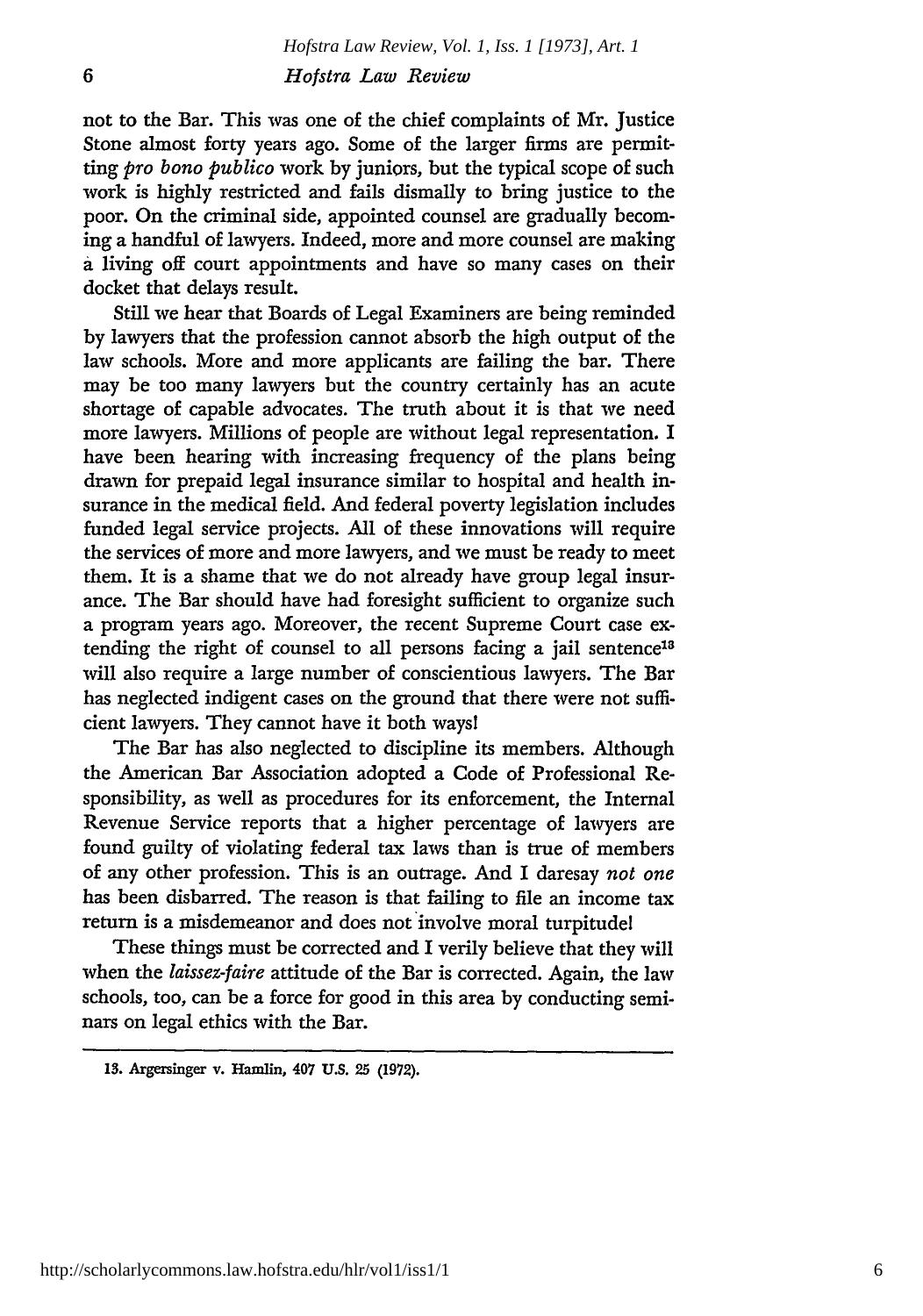not to the Bar. This was one of the chief complaints of Mr. Justice Stone almost forty years ago. Some of the larger firms are permitting *pro bono publico* work by juniors, but the typical scope of such work is highly restricted and fails dismally to bring justice to the poor. On the criminal side, appointed counsel are gradually becoming a handful of lawyers. Indeed, more and more counsel are making a living off court appointments and have so many cases on their docket that delays result.

Still we hear that Boards of Legal Examiners are being reminded by lawyers that the profession cannot absorb the high output of the law schools. More and more applicants are failing the bar. There may be too many lawyers but the country certainly has an acute shortage of capable advocates. The truth about it is that we need more lawyers. Millions of people are without legal representation. I have been hearing with increasing frequency of the plans being drawn for prepaid legal insurance similar to hospital and health insurance in the medical field. And federal poverty legislation includes funded legal service projects. All of these innovations will require the services of more and more lawyers, and we must be ready to meet them. It is a shame that we do not already have group legal insurance. The Bar should have had foresight sufficient to organize such a program years ago. Moreover, the recent Supreme Court case extending the right of counsel to all persons facing a jail sentence[13] will also require a large number of conscientious lawyers. The Bar has neglected indigent cases on the ground that there were not sufficient lawyers. They cannot have it both ways!

The Bar has also neglected to discipline its members. Although the American Bar Association adopted a Code of Professional Responsibility, as well as procedures for its enforcement, the Internal Revenue Service reports that a higher percentage of lawyers are found guilty of violating federal tax laws than is true of members of any other profession. This is an outrage. And I daresay *not one* has been disbarred. The reason is that failing to file an income tax return is a misdemeanor and does not involve moral turpitude!

These things must be corrected and I verily believe that they will when the *laissez-faire* attitude of the Bar is corrected. Again, the law schools, too, can be a force for good in this area by conducting seminars on legal ethics with the Bar.

---

13. Argersinger v. Hamlin, 407 U.S. 25 (1972).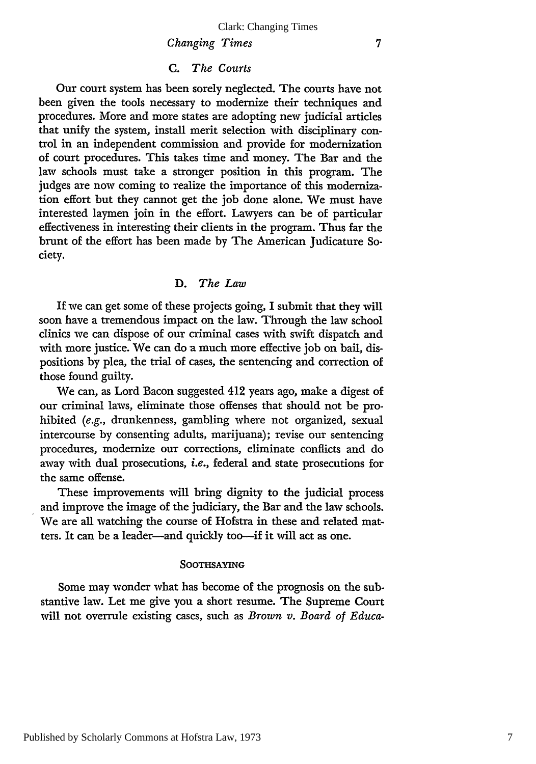### C. *The Courts*

Our court system has been sorely neglected. The courts have not been given the tools necessary to modernize their techniques and procedures. More and more states are adopting new judicial articles that unify the system, install merit selection with disciplinary control in an independent commission and provide for modernization of court procedures. This takes time and money. The Bar and the law schools must take a stronger position in this program. The judges are now coming to realize the importance of this modernization effort but they cannot get the job done alone. We must have interested laymen join in the effort. Lawyers can be of particular effectiveness in interesting their clients in the program. Thus far the brunt of the effort has been made by The American Judicature Society.

### D. *The Law*

If we can get some of these projects going, I submit that they will soon have a tremendous impact on the law. Through the law school clinics we can dispose of our criminal cases with swift dispatch and with more justice. We can do a much more effective job on bail, dispositions by plea, the trial of cases, the sentencing and correction of those found guilty.

We can, as Lord Bacon suggested 412 years ago, make a digest of our criminal laws, eliminate those offenses that should not be prohibited (*e.g.*, drunkenness, gambling where not organized, sexual intercourse by consenting adults, marijuana); revise our sentencing procedures, modernize our corrections, eliminate conflicts and do away with dual prosecutions, *i.e.*, federal and state prosecutions for the same offense.

These improvements will bring dignity to the judicial process and improve the image of the judiciary, the Bar and the law schools. We are all watching the course of Hofstra in these and related matters. It can be a leader—and quickly too—if it will act as one.

## SOOTHSAYING

Some may wonder what has become of the prognosis on the substantive law. Let me give you a short resume. The Supreme Court will not overrule existing cases, such as *Brown v. Board of Educa-*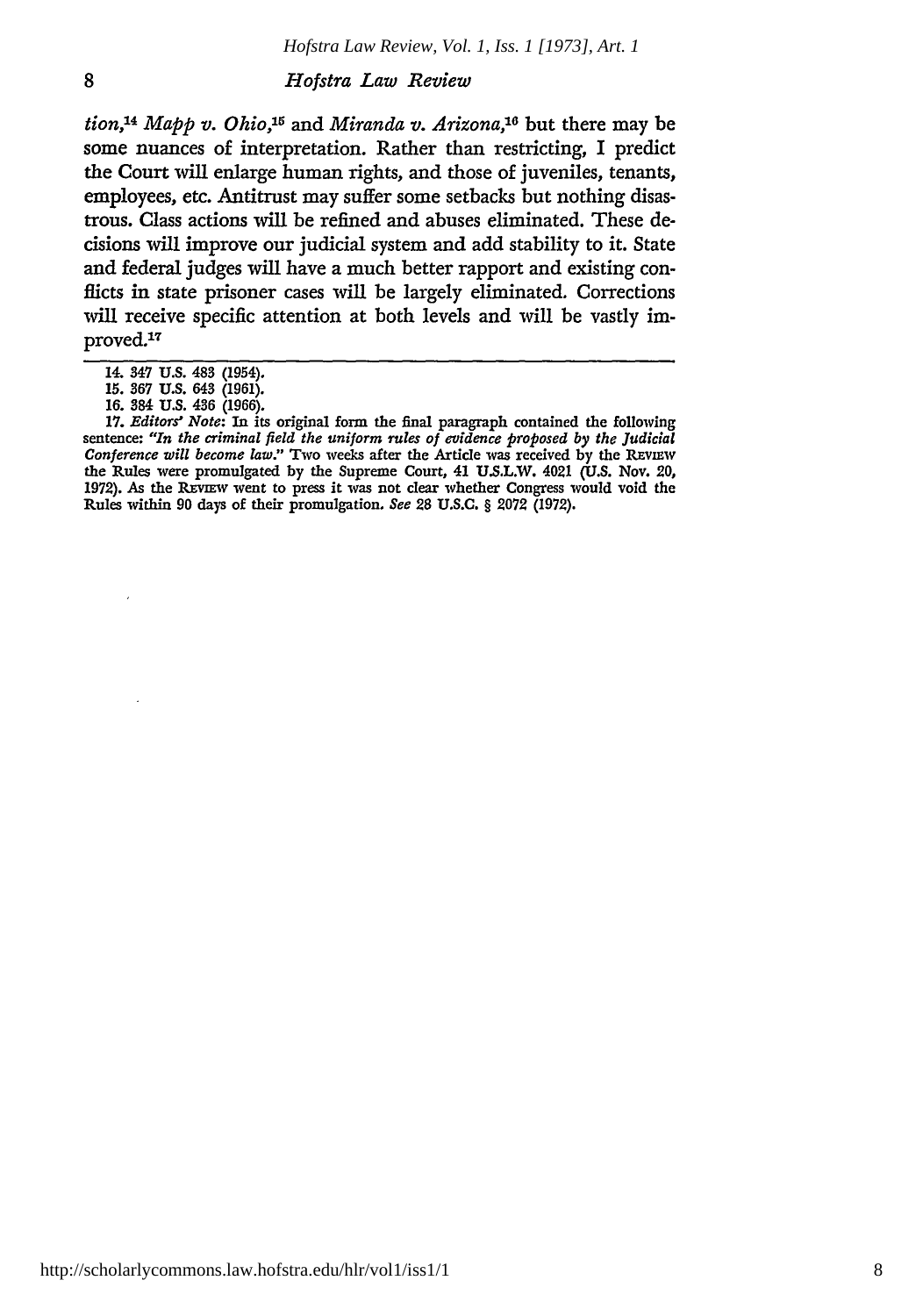*tion*,[14] *Mapp v. Ohio*,[15] and *Miranda v. Arizona*,[16] but there may be some nuances of interpretation. Rather than restricting, I predict the Court will enlarge human rights, and those of juveniles, tenants, employees, etc. Antitrust may suffer some setbacks but nothing disastrous. Class actions will be refined and abuses eliminated. These decisions will improve our judicial system and add stability to it. State and federal judges will have a much better rapport and existing conflicts in state prisoner cases will be largely eliminated. Corrections will receive specific attention at both levels and will be vastly improved.[17]

---

14. 347 U.S. 483 (1954).

15. 367 U.S. 643 (1961).

16. 384 U.S. 436 (1966).

17. *Editors' Note*: In its original form the final paragraph contained the following sentence: *"In the criminal field the uniform rules of evidence proposed by the Judicial Conference will become law."* Two weeks after the Article was received by the REVIEW the Rules were promulgated by the Supreme Court, 41 U.S.L.W. 4021 (U.S. Nov. 20, 1972). As the REVIEW went to press it was not clear whether Congress would void the Rules within 90 days of their promulgation. *See* 28 U.S.C. § 2072 (1972).